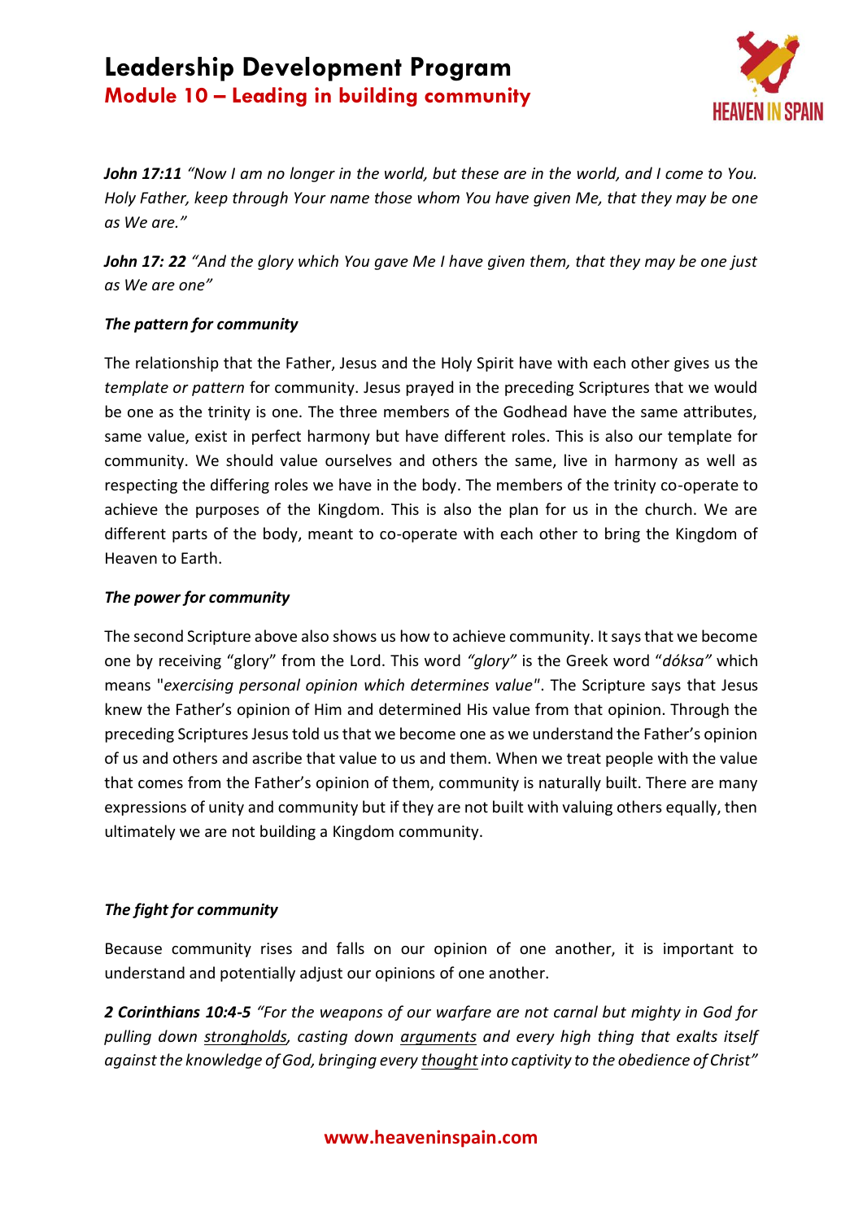# Leadership Development Program
## Module 10 – Leading in building community

***John 17:11*** *"Now I am no longer in the world, but these are in the world, and I come to You. Holy Father, keep through Your name those whom You have given Me, that they may be one as We are."*

***John 17: 22*** *"And the glory which You gave Me I have given them, that they may be one just as We are one"*

***The pattern for community***

The relationship that the Father, Jesus and the Holy Spirit have with each other gives us the *template or pattern* for community. Jesus prayed in the preceding Scriptures that we would be one as the trinity is one. The three members of the Godhead have the same attributes, same value, exist in perfect harmony but have different roles. This is also our template for community. We should value ourselves and others the same, live in harmony as well as respecting the differing roles we have in the body. The members of the trinity co-operate to achieve the purposes of the Kingdom. This is also the plan for us in the church. We are different parts of the body, meant to co-operate with each other to bring the Kingdom of Heaven to Earth.

***The power for community***

The second Scripture above also shows us how to achieve community. It says that we become one by receiving "glory" from the Lord. This word *"glory"* is the Greek word "*dóksa"* which means "*exercising personal opinion which determines value*". The Scripture says that Jesus knew the Father's opinion of Him and determined His value from that opinion. Through the preceding Scriptures Jesus told us that we become one as we understand the Father's opinion of us and others and ascribe that value to us and them. When we treat people with the value that comes from the Father's opinion of them, community is naturally built. There are many expressions of unity and community but if they are not built with valuing others equally, then ultimately we are not building a Kingdom community.

***The fight for community***

Because community rises and falls on our opinion of one another, it is important to understand and potentially adjust our opinions of one another.

***2 Corinthians 10:4-5*** *"For the weapons of our warfare are not carnal but mighty in God for pulling down <u>strongholds</u>, casting down <u>arguments</u> and every high thing that exalts itself against the knowledge of God, bringing every <u>thought</u> into captivity to the obedience of Christ"*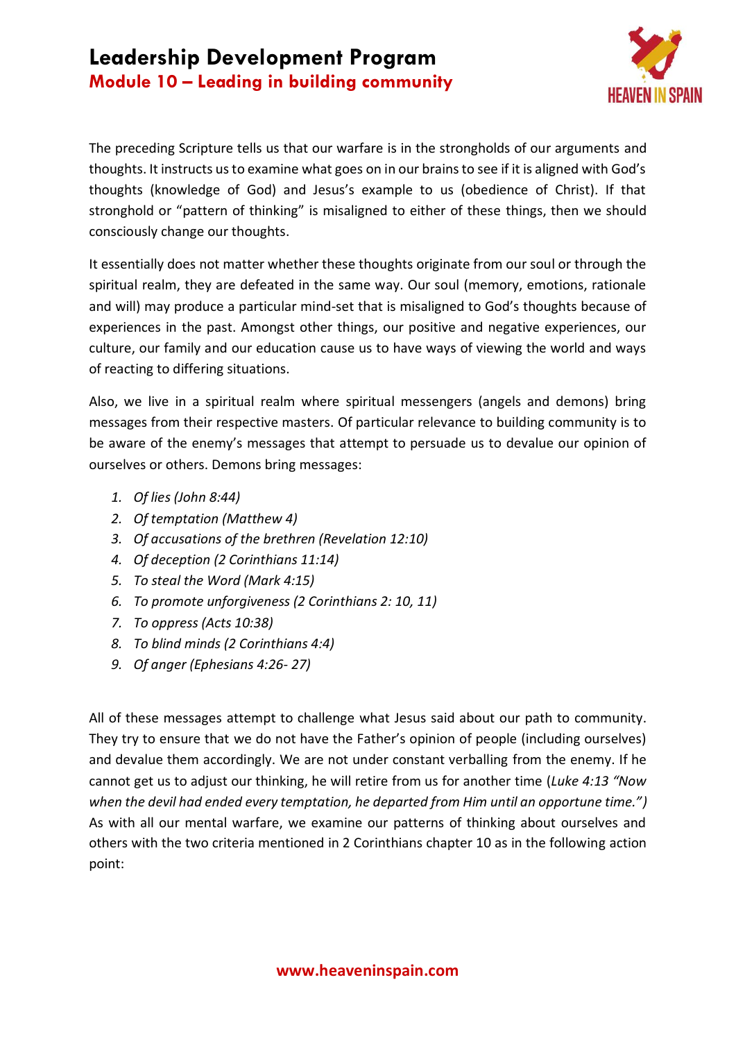The preceding Scripture tells us that our warfare is in the strongholds of our arguments and thoughts. It instructs us to examine what goes on in our brains to see if it is aligned with God's thoughts (knowledge of God) and Jesus's example to us (obedience of Christ). If that stronghold or "pattern of thinking" is misaligned to either of these things, then we should consciously change our thoughts.

It essentially does not matter whether these thoughts originate from our soul or through the spiritual realm, they are defeated in the same way. Our soul (memory, emotions, rationale and will) may produce a particular mind-set that is misaligned to God's thoughts because of experiences in the past. Amongst other things, our positive and negative experiences, our culture, our family and our education cause us to have ways of viewing the world and ways of reacting to differing situations.

Also, we live in a spiritual realm where spiritual messengers (angels and demons) bring messages from their respective masters. Of particular relevance to building community is to be aware of the enemy's messages that attempt to persuade us to devalue our opinion of ourselves or others. Demons bring messages:

1. *Of lies (John 8:44)*
2. *Of temptation (Matthew 4)*
3. *Of accusations of the brethren (Revelation 12:10)*
4. *Of deception (2 Corinthians 11:14)*
5. *To steal the Word (Mark 4:15)*
6. *To promote unforgiveness (2 Corinthians 2: 10, 11)*
7. *To oppress (Acts 10:38)*
8. *To blind minds (2 Corinthians 4:4)*
9. *Of anger (Ephesians 4:26- 27)*

All of these messages attempt to challenge what Jesus said about our path to community. They try to ensure that we do not have the Father's opinion of people (including ourselves) and devalue them accordingly. We are not under constant verballing from the enemy. If he cannot get us to adjust our thinking, he will retire from us for another time (*Luke 4:13 "Now when the devil had ended every temptation, he departed from Him until an opportune time.")* As with all our mental warfare, we examine our patterns of thinking about ourselves and others with the two criteria mentioned in 2 Corinthians chapter 10 as in the following action point: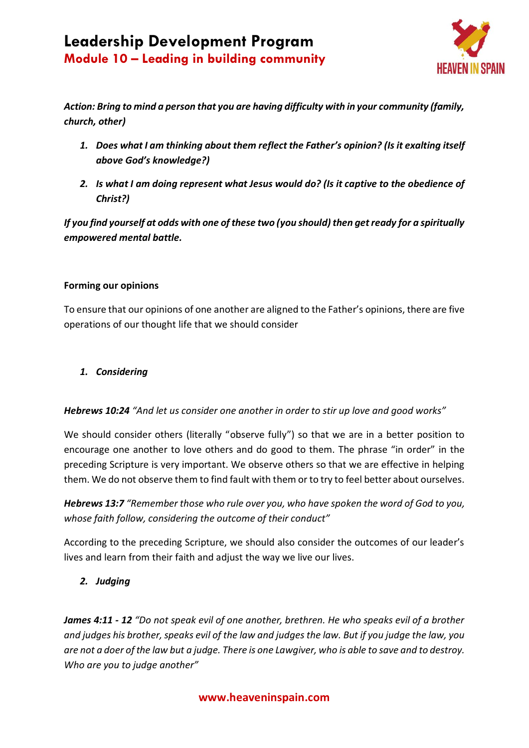*Action: Bring to mind a person that you are having difficulty with in your community (family, church, other)*

1. ***Does what I am thinking about them reflect the Father's opinion? (Is it exalting itself above God's knowledge?)***
2. ***Is what I am doing represent what Jesus would do? (Is it captive to the obedience of Christ?)***

***If you find yourself at odds with one of these two (you should) then get ready for a spiritually empowered mental battle.***

**Forming our opinions**

To ensure that our opinions of one another are aligned to the Father's opinions, there are five operations of our thought life that we should consider

1. ***Considering***

***Hebrews 10:24*** *"And let us consider one another in order to stir up love and good works"*

We should consider others (literally "observe fully") so that we are in a better position to encourage one another to love others and do good to them. The phrase "in order" in the preceding Scripture is very important. We observe others so that we are effective in helping them. We do not observe them to find fault with them or to try to feel better about ourselves.

***Hebrews 13:7*** *"Remember those who rule over you, who have spoken the word of God to you, whose faith follow, considering the outcome of their conduct"*

According to the preceding Scripture, we should also consider the outcomes of our leader's lives and learn from their faith and adjust the way we live our lives.

2. ***Judging***

***James 4:11 - 12*** *"Do not speak evil of one another, brethren. He who speaks evil of a brother and judges his brother, speaks evil of the law and judges the law. But if you judge the law, you are not a doer of the law but a judge. There is one Lawgiver, who is able to save and to destroy. Who are you to judge another"*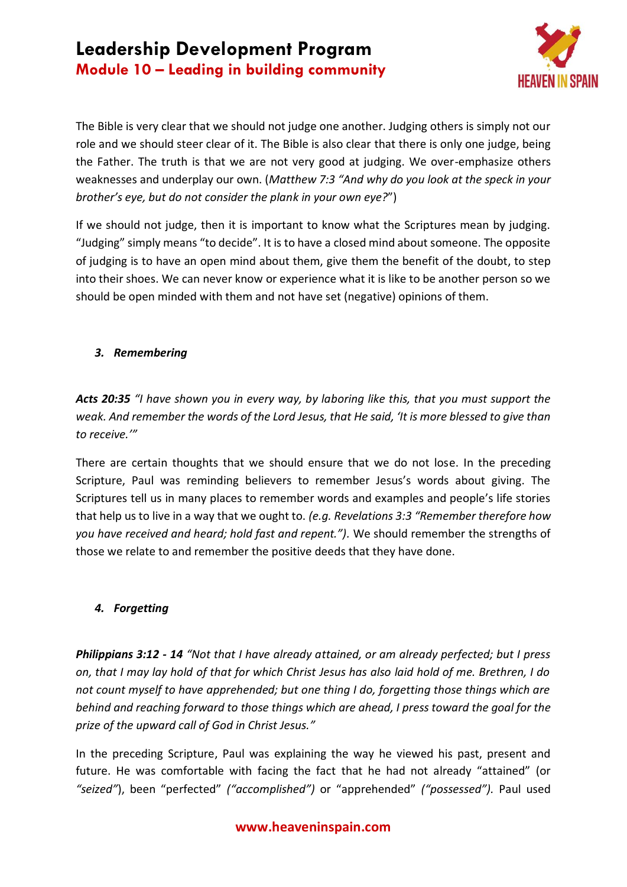The Bible is very clear that we should not judge one another. Judging others is simply not our role and we should steer clear of it. The Bible is also clear that there is only one judge, being the Father. The truth is that we are not very good at judging. We over-emphasize others weaknesses and underplay our own. (*Matthew 7:3 "And why do you look at the speck in your brother's eye, but do not consider the plank in your own eye?*")

If we should not judge, then it is important to know what the Scriptures mean by judging. "Judging" simply means "to decide". It is to have a closed mind about someone. The opposite of judging is to have an open mind about them, give them the benefit of the doubt, to step into their shoes. We can never know or experience what it is like to be another person so we should be open minded with them and not have set (negative) opinions of them.

### *3. Remembering*

***Acts 20:35*** *"I have shown you in every way, by laboring like this, that you must support the weak. And remember the words of the Lord Jesus, that He said, 'It is more blessed to give than to receive.'"*

There are certain thoughts that we should ensure that we do not lose. In the preceding Scripture, Paul was reminding believers to remember Jesus's words about giving. The Scriptures tell us in many places to remember words and examples and people's life stories that help us to live in a way that we ought to. *(e.g. Revelations 3:3 "Remember therefore how you have received and heard; hold fast and repent.").* We should remember the strengths of those we relate to and remember the positive deeds that they have done.

### *4. Forgetting*

***Philippians 3:12 - 14*** *"Not that I have already attained, or am already perfected; but I press on, that I may lay hold of that for which Christ Jesus has also laid hold of me. Brethren, I do not count myself to have apprehended; but one thing I do, forgetting those things which are behind and reaching forward to those things which are ahead, I press toward the goal for the prize of the upward call of God in Christ Jesus."*

In the preceding Scripture, Paul was explaining the way he viewed his past, present and future. He was comfortable with facing the fact that he had not already "attained" (or *"seized"*), been "perfected" *("accomplished")* or "apprehended" *("possessed").* Paul used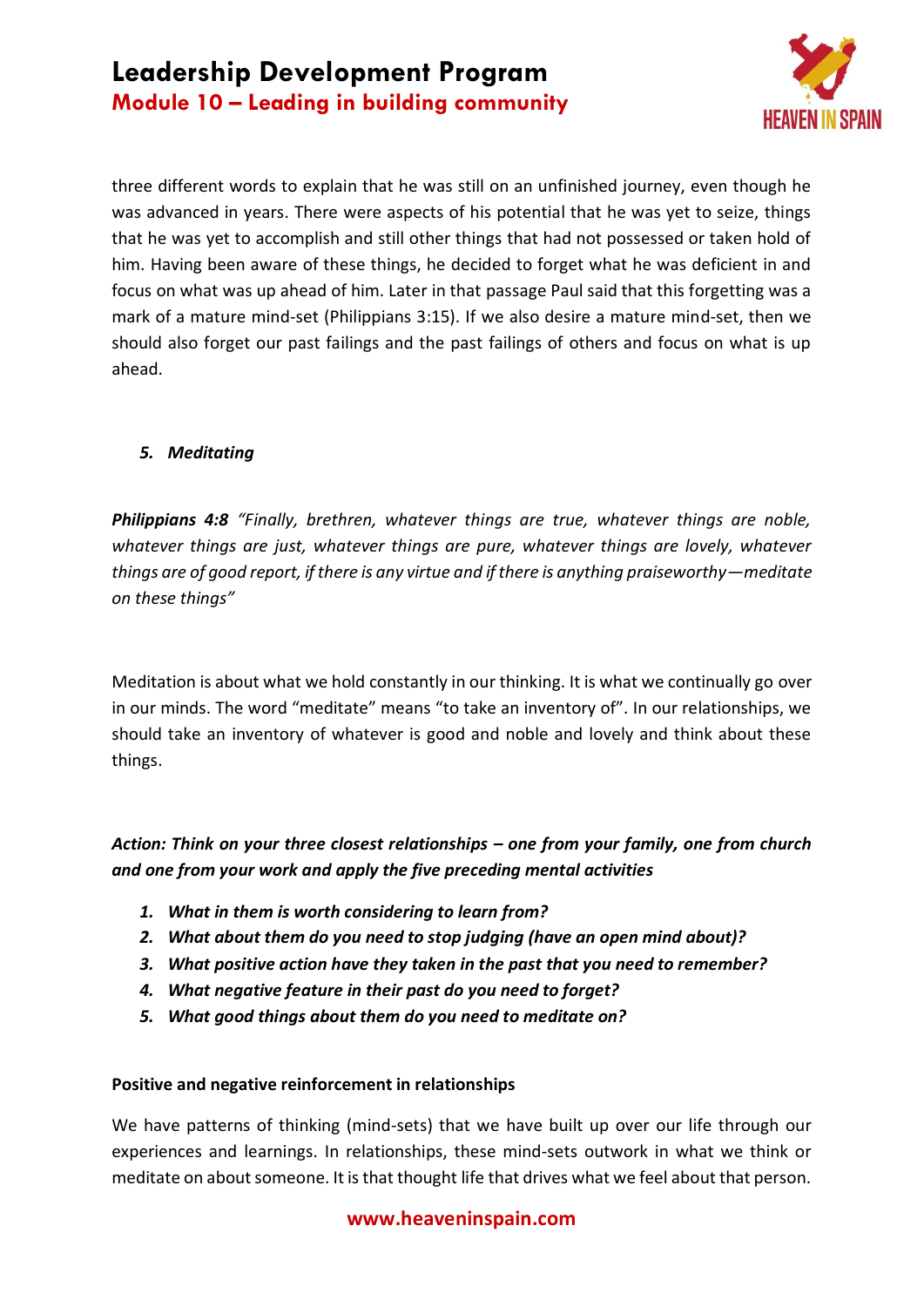three different words to explain that he was still on an unfinished journey, even though he was advanced in years. There were aspects of his potential that he was yet to seize, things that he was yet to accomplish and still other things that had not possessed or taken hold of him. Having been aware of these things, he decided to forget what he was deficient in and focus on what was up ahead of him. Later in that passage Paul said that this forgetting was a mark of a mature mind-set (Philippians 3:15). If we also desire a mature mind-set, then we should also forget our past failings and the past failings of others and focus on what is up ahead.

5. ***Meditating***

***Philippians 4:8*** *"Finally, brethren, whatever things are true, whatever things are noble, whatever things are just, whatever things are pure, whatever things are lovely, whatever things are of good report, if there is any virtue and if there is anything praiseworthy—meditate on these things"*

Meditation is about what we hold constantly in our thinking. It is what we continually go over in our minds. The word "meditate" means "to take an inventory of". In our relationships, we should take an inventory of whatever is good and noble and lovely and think about these things.

***Action: Think on your three closest relationships – one from your family, one from church and one from your work and apply the five preceding mental activities***

1. ***What in them is worth considering to learn from?***
2. ***What about them do you need to stop judging (have an open mind about)?***
3. ***What positive action have they taken in the past that you need to remember?***
4. ***What negative feature in their past do you need to forget?***
5. ***What good things about them do you need to meditate on?***

**Positive and negative reinforcement in relationships**

We have patterns of thinking (mind-sets) that we have built up over our life through our experiences and learnings. In relationships, these mind-sets outwork in what we think or meditate on about someone. It is that thought life that drives what we feel about that person.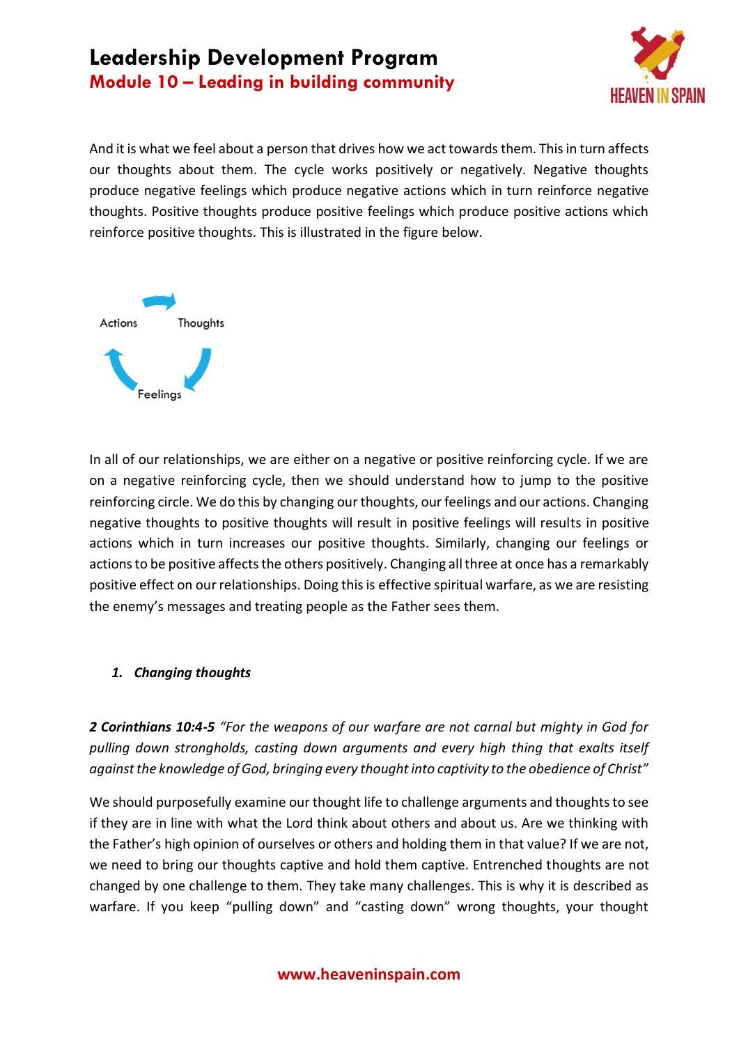And it is what we feel about a person that drives how we act towards them. This in turn affects our thoughts about them. The cycle works positively or negatively. Negative thoughts produce negative feelings which produce negative actions which in turn reinforce negative thoughts. Positive thoughts produce positive feelings which produce positive actions which reinforce positive thoughts. This is illustrated in the figure below.

Actions → Thoughts → Feelings → Actions

In all of our relationships, we are either on a negative or positive reinforcing cycle. If we are on a negative reinforcing cycle, then we should understand how to jump to the positive reinforcing circle. We do this by changing our thoughts, our feelings and our actions. Changing negative thoughts to positive thoughts will result in positive feelings will results in positive actions which in turn increases our positive thoughts. Similarly, changing our feelings or actions to be positive affects the others positively. Changing all three at once has a remarkably positive effect on our relationships. Doing this is effective spiritual warfare, as we are resisting the enemy's messages and treating people as the Father sees them.

1. ***Changing thoughts***

***2 Corinthians 10:4-5*** *"For the weapons of our warfare are not carnal but mighty in God for pulling down strongholds, casting down arguments and every high thing that exalts itself against the knowledge of God, bringing every thought into captivity to the obedience of Christ"*

We should purposefully examine our thought life to challenge arguments and thoughts to see if they are in line with what the Lord think about others and about us. Are we thinking with the Father's high opinion of ourselves or others and holding them in that value? If we are not, we need to bring our thoughts captive and hold them captive. Entrenched thoughts are not changed by one challenge to them. They take many challenges. This is why it is described as warfare. If you keep "pulling down" and "casting down" wrong thoughts, your thought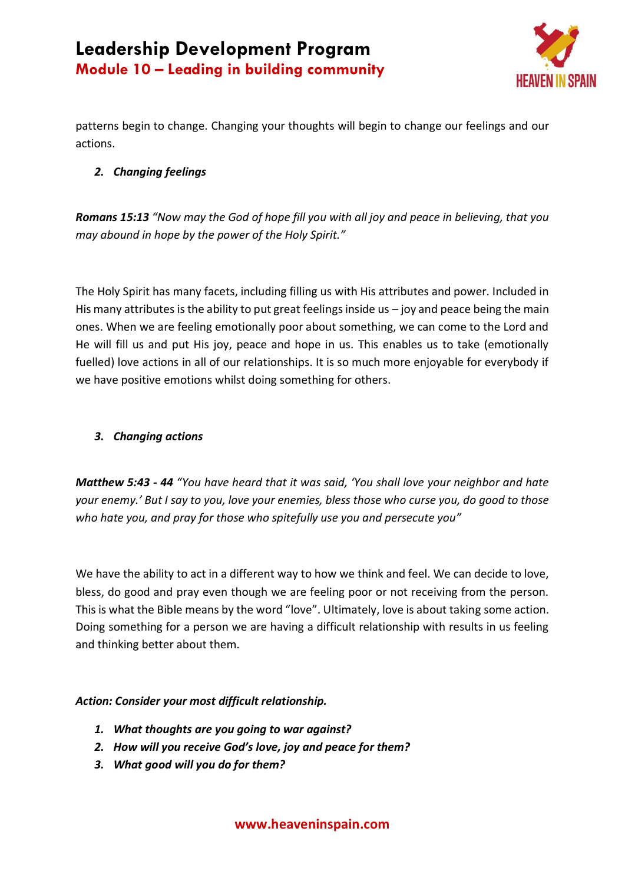patterns begin to change. Changing your thoughts will begin to change our feelings and our actions.

2. ***Changing feelings***

***Romans 15:13*** *"Now may the God of hope fill you with all joy and peace in believing, that you may abound in hope by the power of the Holy Spirit."*

The Holy Spirit has many facets, including filling us with His attributes and power. Included in His many attributes is the ability to put great feelings inside us – joy and peace being the main ones. When we are feeling emotionally poor about something, we can come to the Lord and He will fill us and put His joy, peace and hope in us. This enables us to take (emotionally fuelled) love actions in all of our relationships. It is so much more enjoyable for everybody if we have positive emotions whilst doing something for others.

3. ***Changing actions***

***Matthew 5:43 - 44*** *"You have heard that it was said, 'You shall love your neighbor and hate your enemy.' But I say to you, love your enemies, bless those who curse you, do good to those who hate you, and pray for those who spitefully use you and persecute you"*

We have the ability to act in a different way to how we think and feel. We can decide to love, bless, do good and pray even though we are feeling poor or not receiving from the person. This is what the Bible means by the word "love". Ultimately, love is about taking some action. Doing something for a person we are having a difficult relationship with results in us feeling and thinking better about them.

***Action: Consider your most difficult relationship.***

1. ***What thoughts are you going to war against?***
2. ***How will you receive God's love, joy and peace for them?***
3. ***What good will you do for them?***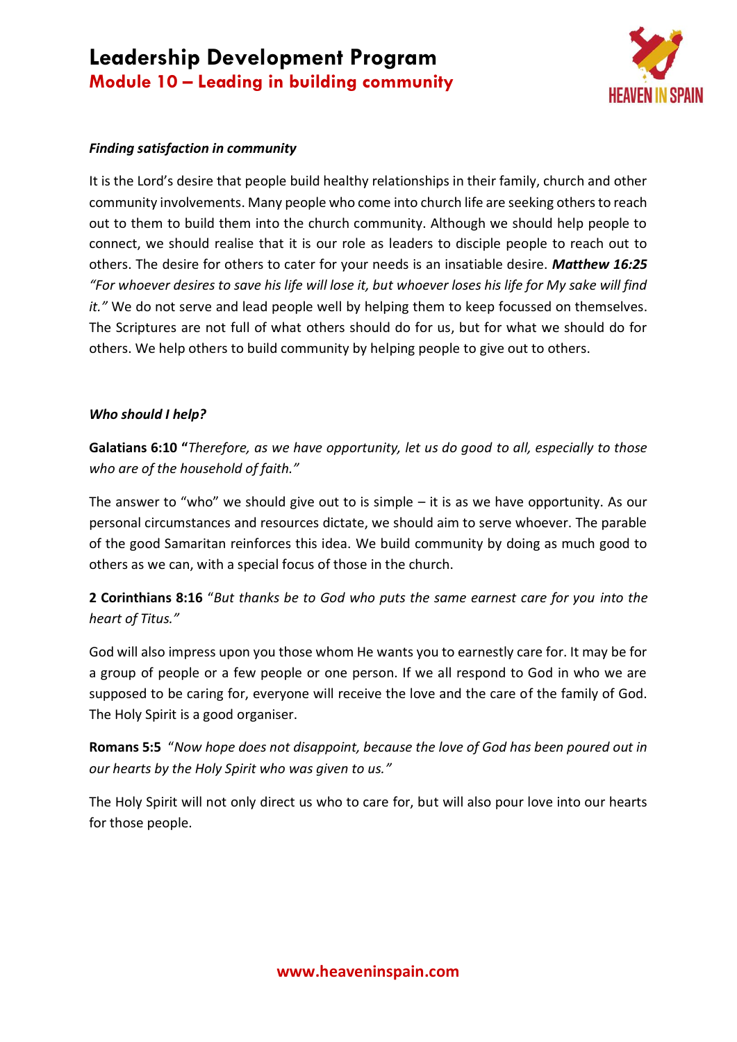### *Finding satisfaction in community*

It is the Lord's desire that people build healthy relationships in their family, church and other community involvements. Many people who come into church life are seeking others to reach out to them to build them into the church community. Although we should help people to connect, we should realise that it is our role as leaders to disciple people to reach out to others. The desire for others to cater for your needs is an insatiable desire. ***Matthew 16:25*** *"For whoever desires to save his life will lose it, but whoever loses his life for My sake will find it."* We do not serve and lead people well by helping them to keep focussed on themselves. The Scriptures are not full of what others should do for us, but for what we should do for others. We help others to build community by helping people to give out to others.

### *Who should I help?*

**Galatians 6:10 "***Therefore, as we have opportunity, let us do good to all, especially to those who are of the household of faith."*

The answer to "who" we should give out to is simple – it is as we have opportunity. As our personal circumstances and resources dictate, we should aim to serve whoever. The parable of the good Samaritan reinforces this idea. We build community by doing as much good to others as we can, with a special focus of those in the church.

**2 Corinthians 8:16** "*But thanks be to God who puts the same earnest care for you into the heart of Titus."*

God will also impress upon you those whom He wants you to earnestly care for. It may be for a group of people or a few people or one person. If we all respond to God in who we are supposed to be caring for, everyone will receive the love and the care of the family of God. The Holy Spirit is a good organiser.

**Romans 5:5** "*Now hope does not disappoint, because the love of God has been poured out in our hearts by the Holy Spirit who was given to us."*

The Holy Spirit will not only direct us who to care for, but will also pour love into our hearts for those people.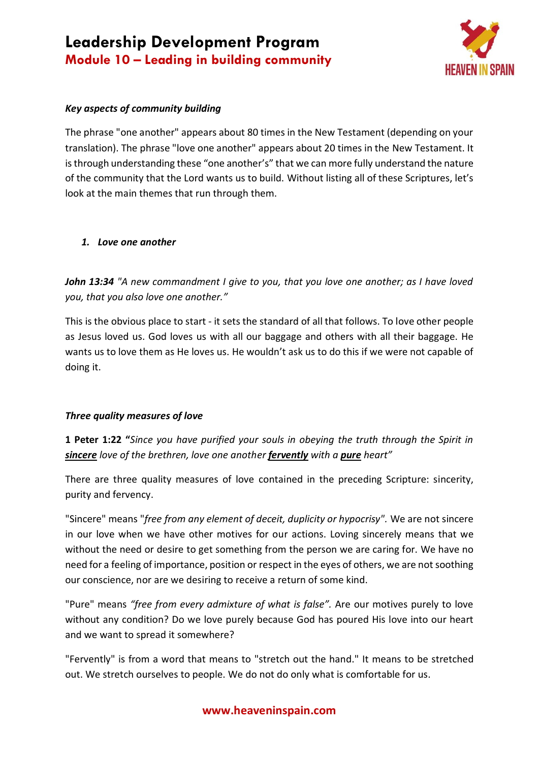*Key aspects of community building*

The phrase "one another" appears about 80 times in the New Testament (depending on your translation). The phrase "love one another" appears about 20 times in the New Testament. It is through understanding these "one another's" that we can more fully understand the nature of the community that the Lord wants us to build. Without listing all of these Scriptures, let's look at the main themes that run through them.

1. ***Love one another***

***John 13:34*** *"A new commandment I give to you, that you love one another; as I have loved you, that you also love one another."*

This is the obvious place to start - it sets the standard of all that follows. To love other people as Jesus loved us. God loves us with all our baggage and others with all their baggage. He wants us to love them as He loves us. He wouldn't ask us to do this if we were not capable of doing it.

***Three quality measures of love***

**1 Peter 1:22 "***Since you have purified your souls in obeying the truth through the Spirit in **sincere** love of the brethren, love one another **fervently** with a **pure** heart"*

There are three quality measures of love contained in the preceding Scripture: sincerity, purity and fervency.

"Sincere" means "*free from any element of deceit, duplicity or hypocrisy".* We are not sincere in our love when we have other motives for our actions. Loving sincerely means that we without the need or desire to get something from the person we are caring for. We have no need for a feeling of importance, position or respect in the eyes of others, we are not soothing our conscience, nor are we desiring to receive a return of some kind.

"Pure" means *"free from every admixture of what is false".* Are our motives purely to love without any condition? Do we love purely because God has poured His love into our heart and we want to spread it somewhere?

"Fervently" is from a word that means to "stretch out the hand." It means to be stretched out. We stretch ourselves to people. We do not do only what is comfortable for us.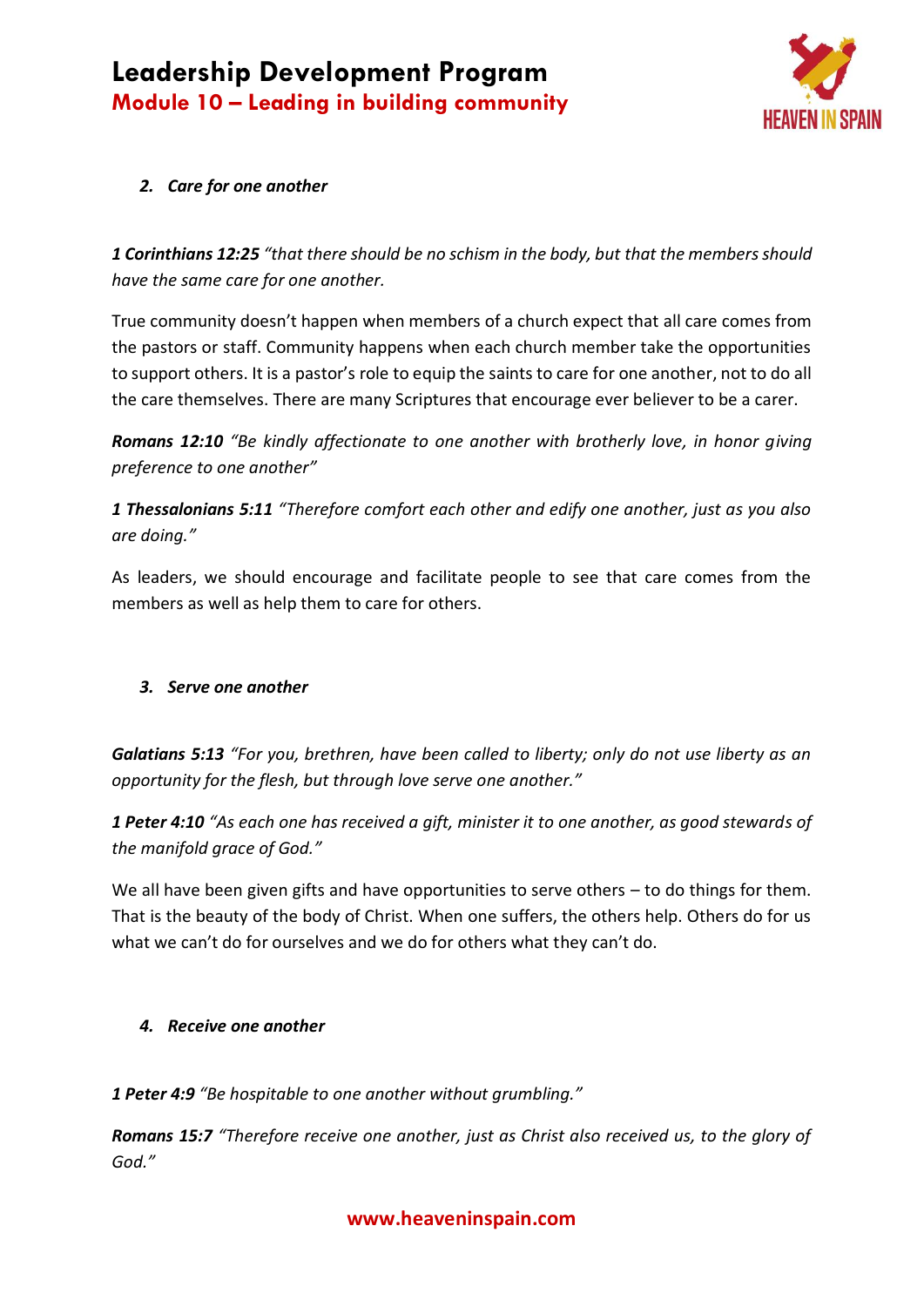2. ***Care for one another***

***1 Corinthians 12:25*** *"that there should be no schism in the body, but that the members should have the same care for one another.*

True community doesn't happen when members of a church expect that all care comes from the pastors or staff. Community happens when each church member take the opportunities to support others. It is a pastor's role to equip the saints to care for one another, not to do all the care themselves. There are many Scriptures that encourage ever believer to be a carer.

***Romans 12:10*** *"Be kindly affectionate to one another with brotherly love, in honor giving preference to one another"*

***1 Thessalonians 5:11*** *"Therefore comfort each other and edify one another, just as you also are doing."*

As leaders, we should encourage and facilitate people to see that care comes from the members as well as help them to care for others.

3. ***Serve one another***

***Galatians 5:13*** *"For you, brethren, have been called to liberty; only do not use liberty as an opportunity for the flesh, but through love serve one another."*

***1 Peter 4:10*** *"As each one has received a gift, minister it to one another, as good stewards of the manifold grace of God."*

We all have been given gifts and have opportunities to serve others – to do things for them. That is the beauty of the body of Christ. When one suffers, the others help. Others do for us what we can't do for ourselves and we do for others what they can't do.

4. ***Receive one another***

***1 Peter 4:9*** *"Be hospitable to one another without grumbling."*

***Romans 15:7*** *"Therefore receive one another, just as Christ also received us, to the glory of God."*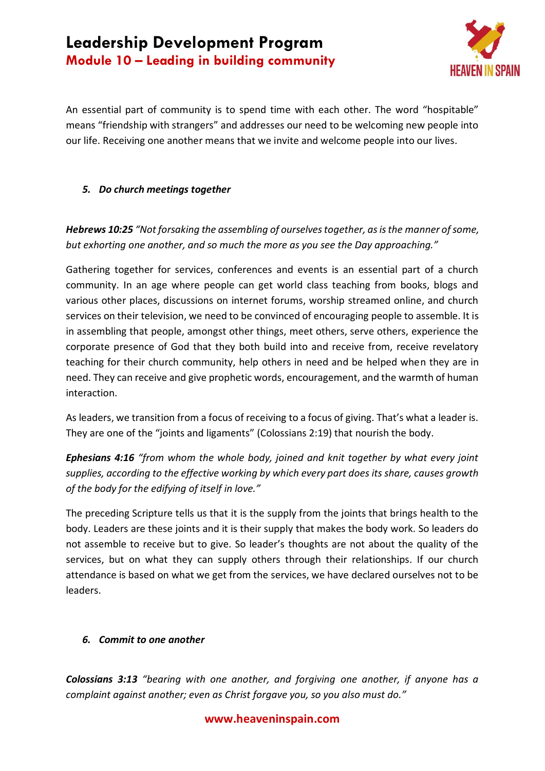An essential part of community is to spend time with each other. The word "hospitable" means "friendship with strangers" and addresses our need to be welcoming new people into our life. Receiving one another means that we invite and welcome people into our lives.

### *5. Do church meetings together*

***Hebrews 10:25*** *"Not forsaking the assembling of ourselves together, as is the manner of some, but exhorting one another, and so much the more as you see the Day approaching."*

Gathering together for services, conferences and events is an essential part of a church community. In an age where people can get world class teaching from books, blogs and various other places, discussions on internet forums, worship streamed online, and church services on their television, we need to be convinced of encouraging people to assemble. It is in assembling that people, amongst other things, meet others, serve others, experience the corporate presence of God that they both build into and receive from, receive revelatory teaching for their church community, help others in need and be helped when they are in need. They can receive and give prophetic words, encouragement, and the warmth of human interaction.

As leaders, we transition from a focus of receiving to a focus of giving. That's what a leader is. They are one of the "joints and ligaments" (Colossians 2:19) that nourish the body.

***Ephesians 4:16*** *"from whom the whole body, joined and knit together by what every joint supplies, according to the effective working by which every part does its share, causes growth of the body for the edifying of itself in love."*

The preceding Scripture tells us that it is the supply from the joints that brings health to the body. Leaders are these joints and it is their supply that makes the body work. So leaders do not assemble to receive but to give. So leader's thoughts are not about the quality of the services, but on what they can supply others through their relationships. If our church attendance is based on what we get from the services, we have declared ourselves not to be leaders.

### *6. Commit to one another*

***Colossians 3:13*** *"bearing with one another, and forgiving one another, if anyone has a complaint against another; even as Christ forgave you, so you also must do."*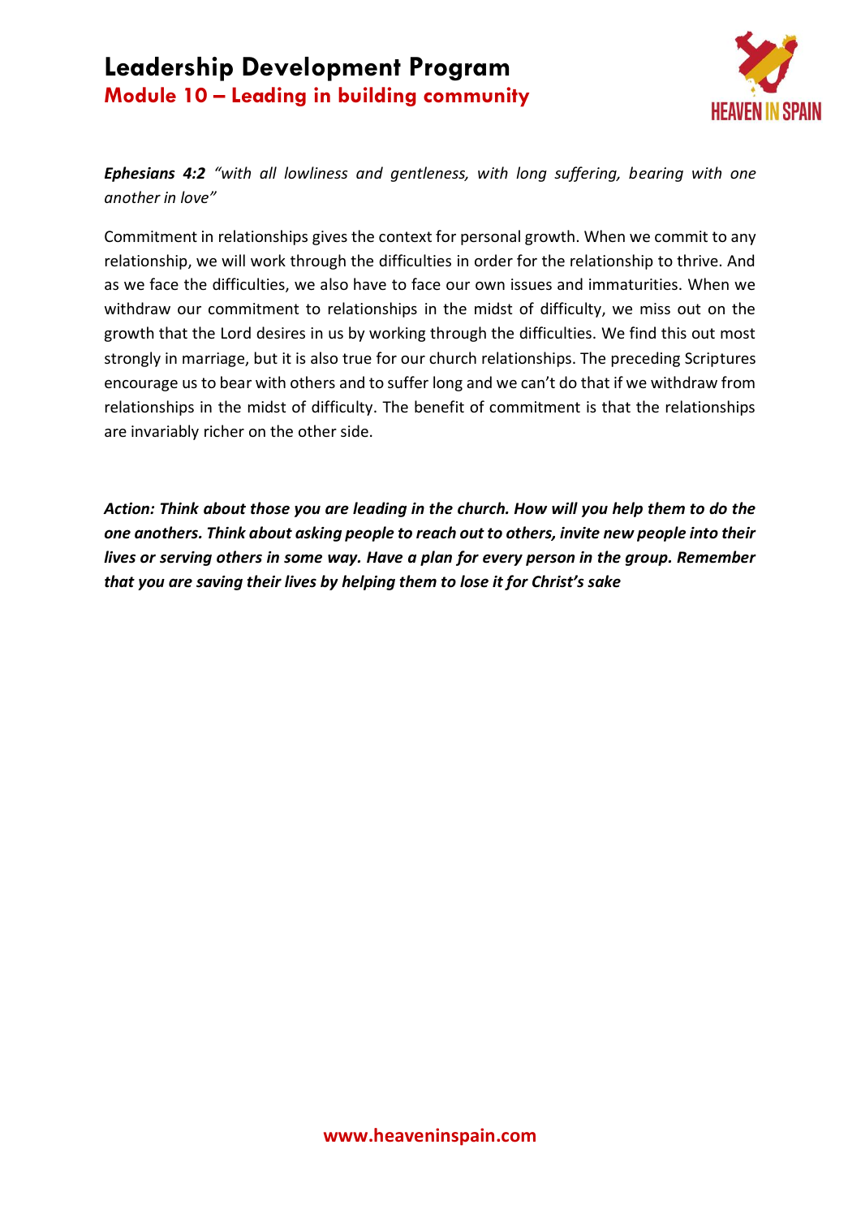***Ephesians 4:2*** *"with all lowliness and gentleness, with long suffering, bearing with one another in love"*

Commitment in relationships gives the context for personal growth. When we commit to any relationship, we will work through the difficulties in order for the relationship to thrive. And as we face the difficulties, we also have to face our own issues and immaturities. When we withdraw our commitment to relationships in the midst of difficulty, we miss out on the growth that the Lord desires in us by working through the difficulties. We find this out most strongly in marriage, but it is also true for our church relationships. The preceding Scriptures encourage us to bear with others and to suffer long and we can't do that if we withdraw from relationships in the midst of difficulty. The benefit of commitment is that the relationships are invariably richer on the other side.

***Action: Think about those you are leading in the church. How will you help them to do the one anothers. Think about asking people to reach out to others, invite new people into their lives or serving others in some way. Have a plan for every person in the group. Remember that you are saving their lives by helping them to lose it for Christ's sake***